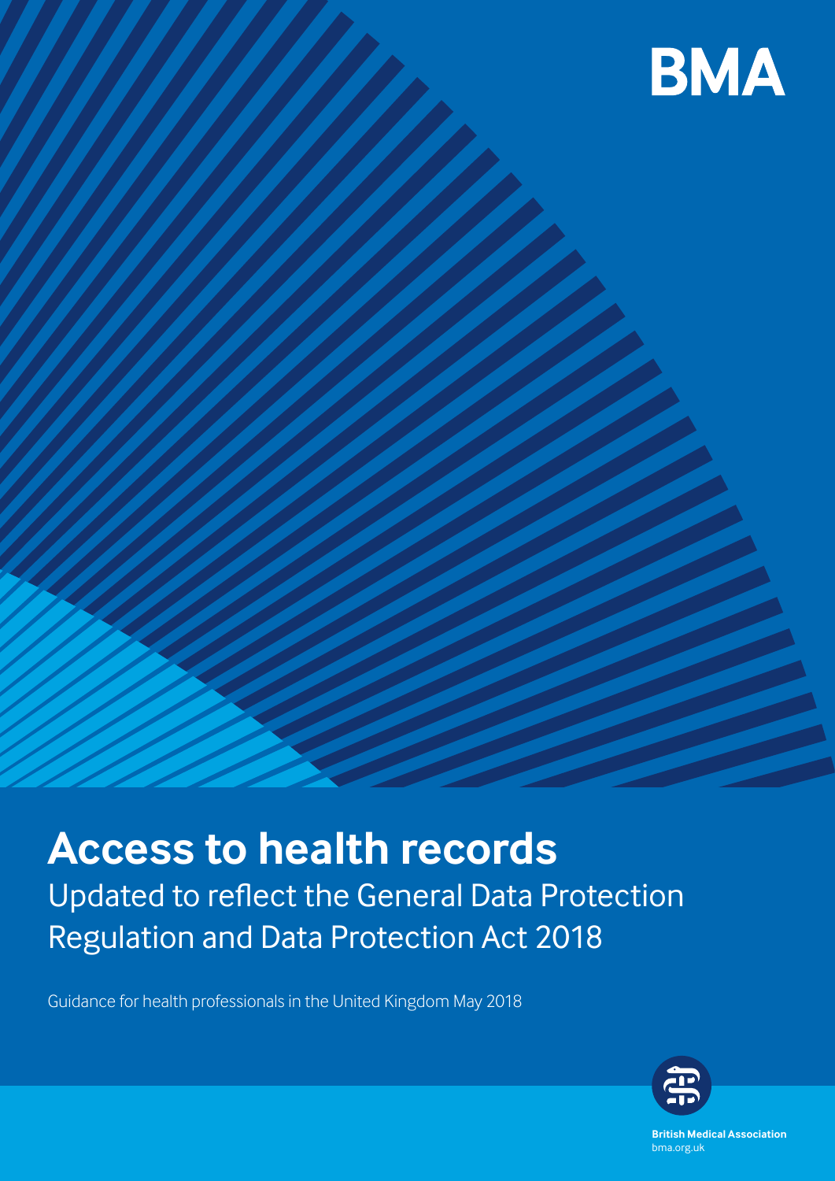BMA

# Access to health records

## Updated to reflect the General Data Protection Regulation and Data Protection Act 2018

Guidance for health professionals in the United Kingdom May 2018

**British Medical Association**
bma.org.uk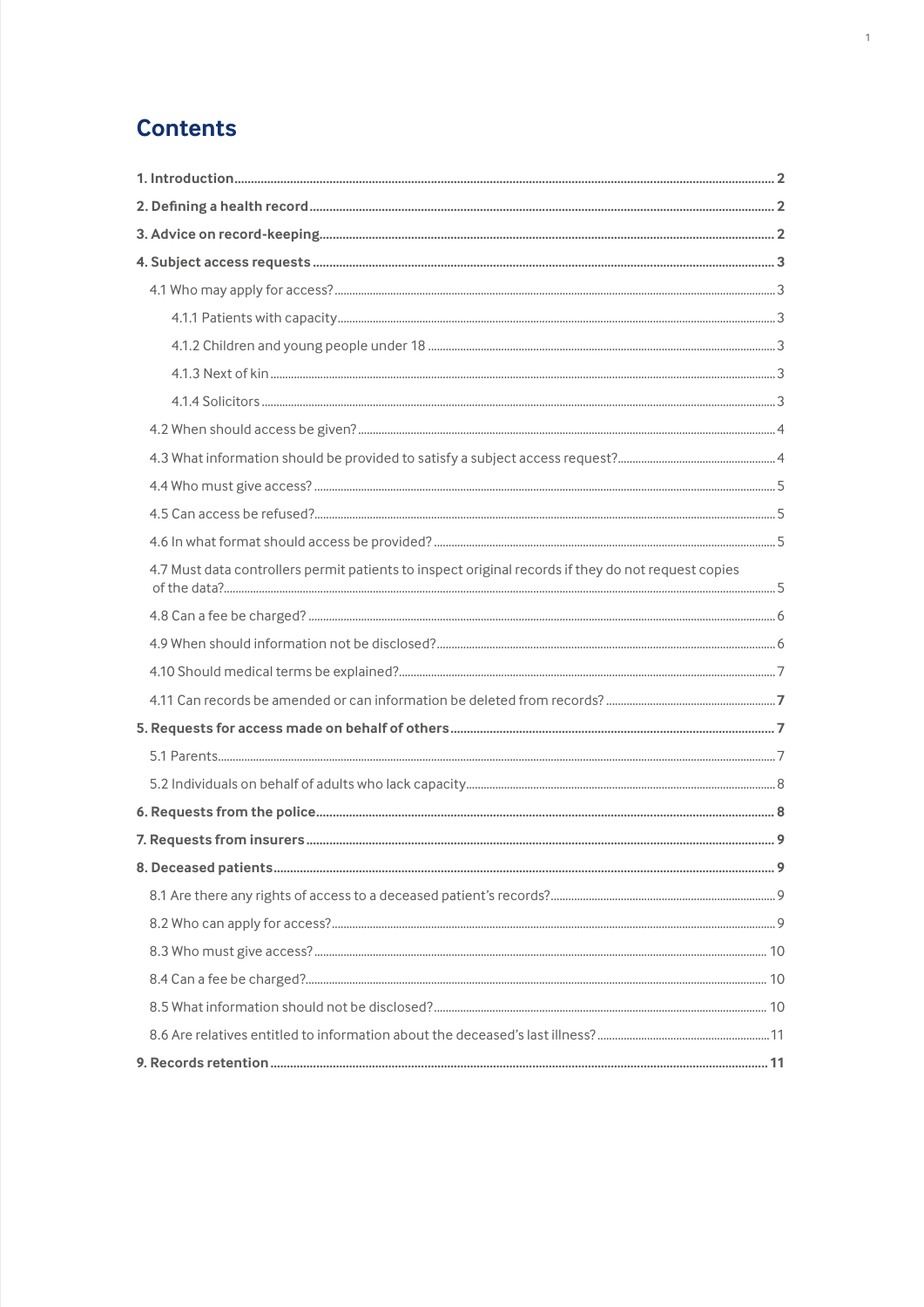# Contents

**1. Introduction** .......... **2**

**2. Defining a health record** .......... **2**

**3. Advice on record-keeping** .......... **2**

**4. Subject access requests** .......... **3**

- 4.1 Who may apply for access? .......... 3
  - 4.1.1 Patients with capacity .......... 3
  - 4.1.2 Children and young people under 18 .......... 3
  - 4.1.3 Next of kin .......... 3
  - 4.1.4 Solicitors .......... 3
- 4.2 When should access be given? .......... 4
- 4.3 What information should be provided to satisfy a subject access request? .......... 4
- 4.4 Who must give access? .......... 5
- 4.5 Can access be refused? .......... 5
- 4.6 In what format should access be provided? .......... 5
- 4.7 Must data controllers permit patients to inspect original records if they do not request copies of the data? .......... 5
- 4.8 Can a fee be charged? .......... 6
- 4.9 When should information not be disclosed? .......... 6
- 4.10 Should medical terms be explained? .......... 7
- 4.11 Can records be amended or can information be deleted from records? .......... **7**

**5. Requests for access made on behalf of others** .......... **7**

- 5.1 Parents .......... 7
- 5.2 Individuals on behalf of adults who lack capacity .......... 8

**6. Requests from the police** .......... **8**

**7. Requests from insurers** .......... **9**

**8. Deceased patients** .......... **9**

- 8.1 Are there any rights of access to a deceased patient's records? .......... 9
- 8.2 Who can apply for access? .......... 9
- 8.3 Who must give access? .......... 10
- 8.4 Can a fee be charged? .......... 10
- 8.5 What information should not be disclosed? .......... 10
- 8.6 Are relatives entitled to information about the deceased's last illness? .......... 11

**9. Records retention** .......... **11**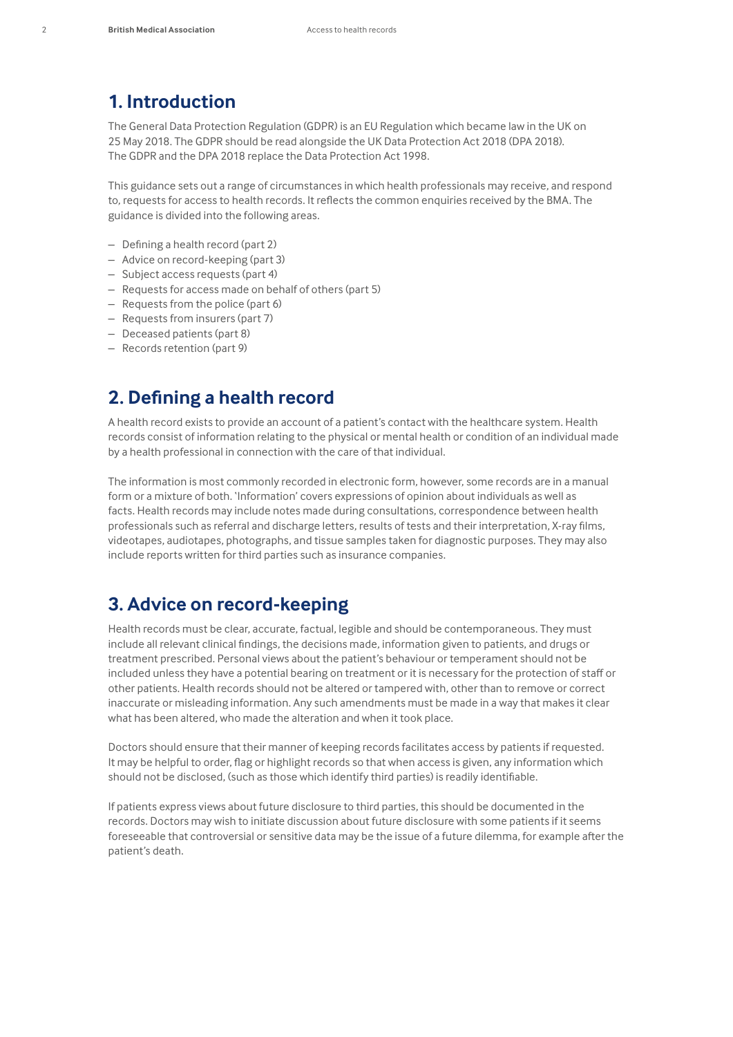## 1. Introduction

The General Data Protection Regulation (GDPR) is an EU Regulation which became law in the UK on 25 May 2018. The GDPR should be read alongside the UK Data Protection Act 2018 (DPA 2018). The GDPR and the DPA 2018 replace the Data Protection Act 1998.

This guidance sets out a range of circumstances in which health professionals may receive, and respond to, requests for access to health records. It reflects the common enquiries received by the BMA. The guidance is divided into the following areas.

- Defining a health record (part 2)
- Advice on record-keeping (part 3)
- Subject access requests (part 4)
- Requests for access made on behalf of others (part 5)
- Requests from the police (part 6)
- Requests from insurers (part 7)
- Deceased patients (part 8)
- Records retention (part 9)

## 2. Defining a health record

A health record exists to provide an account of a patient's contact with the healthcare system. Health records consist of information relating to the physical or mental health or condition of an individual made by a health professional in connection with the care of that individual.

The information is most commonly recorded in electronic form, however, some records are in a manual form or a mixture of both. 'Information' covers expressions of opinion about individuals as well as facts. Health records may include notes made during consultations, correspondence between health professionals such as referral and discharge letters, results of tests and their interpretation, X-ray films, videotapes, audiotapes, photographs, and tissue samples taken for diagnostic purposes. They may also include reports written for third parties such as insurance companies.

## 3. Advice on record-keeping

Health records must be clear, accurate, factual, legible and should be contemporaneous. They must include all relevant clinical findings, the decisions made, information given to patients, and drugs or treatment prescribed. Personal views about the patient's behaviour or temperament should not be included unless they have a potential bearing on treatment or it is necessary for the protection of staff or other patients. Health records should not be altered or tampered with, other than to remove or correct inaccurate or misleading information. Any such amendments must be made in a way that makes it clear what has been altered, who made the alteration and when it took place.

Doctors should ensure that their manner of keeping records facilitates access by patients if requested. It may be helpful to order, flag or highlight records so that when access is given, any information which should not be disclosed, (such as those which identify third parties) is readily identifiable.

If patients express views about future disclosure to third parties, this should be documented in the records. Doctors may wish to initiate discussion about future disclosure with some patients if it seems foreseeable that controversial or sensitive data may be the issue of a future dilemma, for example after the patient's death.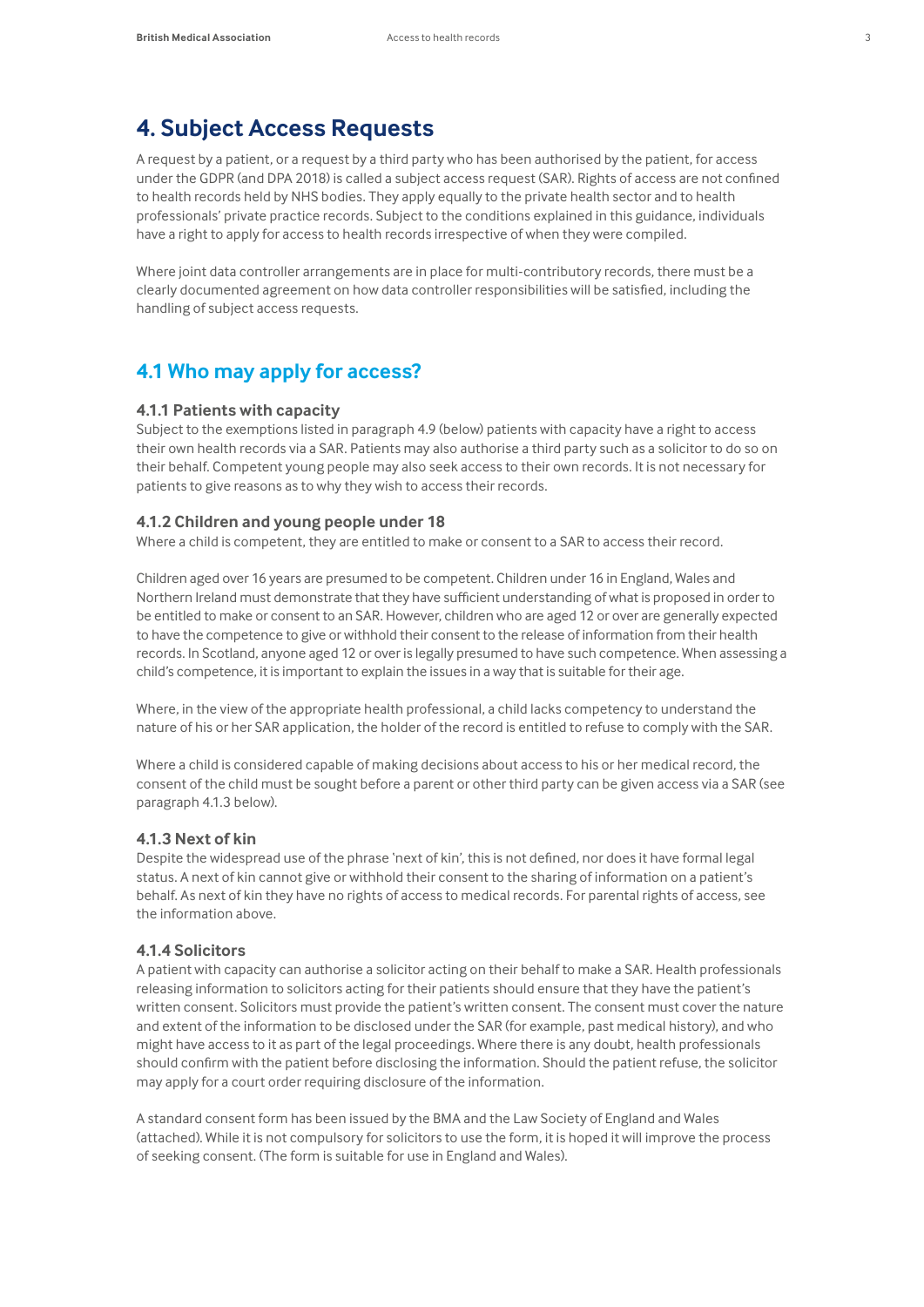# 4. Subject Access Requests

A request by a patient, or a request by a third party who has been authorised by the patient, for access under the GDPR (and DPA 2018) is called a subject access request (SAR). Rights of access are not confined to health records held by NHS bodies. They apply equally to the private health sector and to health professionals' private practice records. Subject to the conditions explained in this guidance, individuals have a right to apply for access to health records irrespective of when they were compiled.

Where joint data controller arrangements are in place for multi-contributory records, there must be a clearly documented agreement on how data controller responsibilities will be satisfied, including the handling of subject access requests.

## 4.1 Who may apply for access?

### 4.1.1 Patients with capacity

Subject to the exemptions listed in paragraph 4.9 (below) patients with capacity have a right to access their own health records via a SAR. Patients may also authorise a third party such as a solicitor to do so on their behalf. Competent young people may also seek access to their own records. It is not necessary for patients to give reasons as to why they wish to access their records.

### 4.1.2 Children and young people under 18

Where a child is competent, they are entitled to make or consent to a SAR to access their record.

Children aged over 16 years are presumed to be competent. Children under 16 in England, Wales and Northern Ireland must demonstrate that they have sufficient understanding of what is proposed in order to be entitled to make or consent to an SAR. However, children who are aged 12 or over are generally expected to have the competence to give or withhold their consent to the release of information from their health records. In Scotland, anyone aged 12 or over is legally presumed to have such competence. When assessing a child's competence, it is important to explain the issues in a way that is suitable for their age.

Where, in the view of the appropriate health professional, a child lacks competency to understand the nature of his or her SAR application, the holder of the record is entitled to refuse to comply with the SAR.

Where a child is considered capable of making decisions about access to his or her medical record, the consent of the child must be sought before a parent or other third party can be given access via a SAR (see paragraph 4.1.3 below).

### 4.1.3 Next of kin

Despite the widespread use of the phrase 'next of kin', this is not defined, nor does it have formal legal status. A next of kin cannot give or withhold their consent to the sharing of information on a patient's behalf. As next of kin they have no rights of access to medical records. For parental rights of access, see the information above.

### 4.1.4 Solicitors

A patient with capacity can authorise a solicitor acting on their behalf to make a SAR. Health professionals releasing information to solicitors acting for their patients should ensure that they have the patient's written consent. Solicitors must provide the patient's written consent. The consent must cover the nature and extent of the information to be disclosed under the SAR (for example, past medical history), and who might have access to it as part of the legal proceedings. Where there is any doubt, health professionals should confirm with the patient before disclosing the information. Should the patient refuse, the solicitor may apply for a court order requiring disclosure of the information.

A standard consent form has been issued by the BMA and the Law Society of England and Wales (attached). While it is not compulsory for solicitors to use the form, it is hoped it will improve the process of seeking consent. (The form is suitable for use in England and Wales).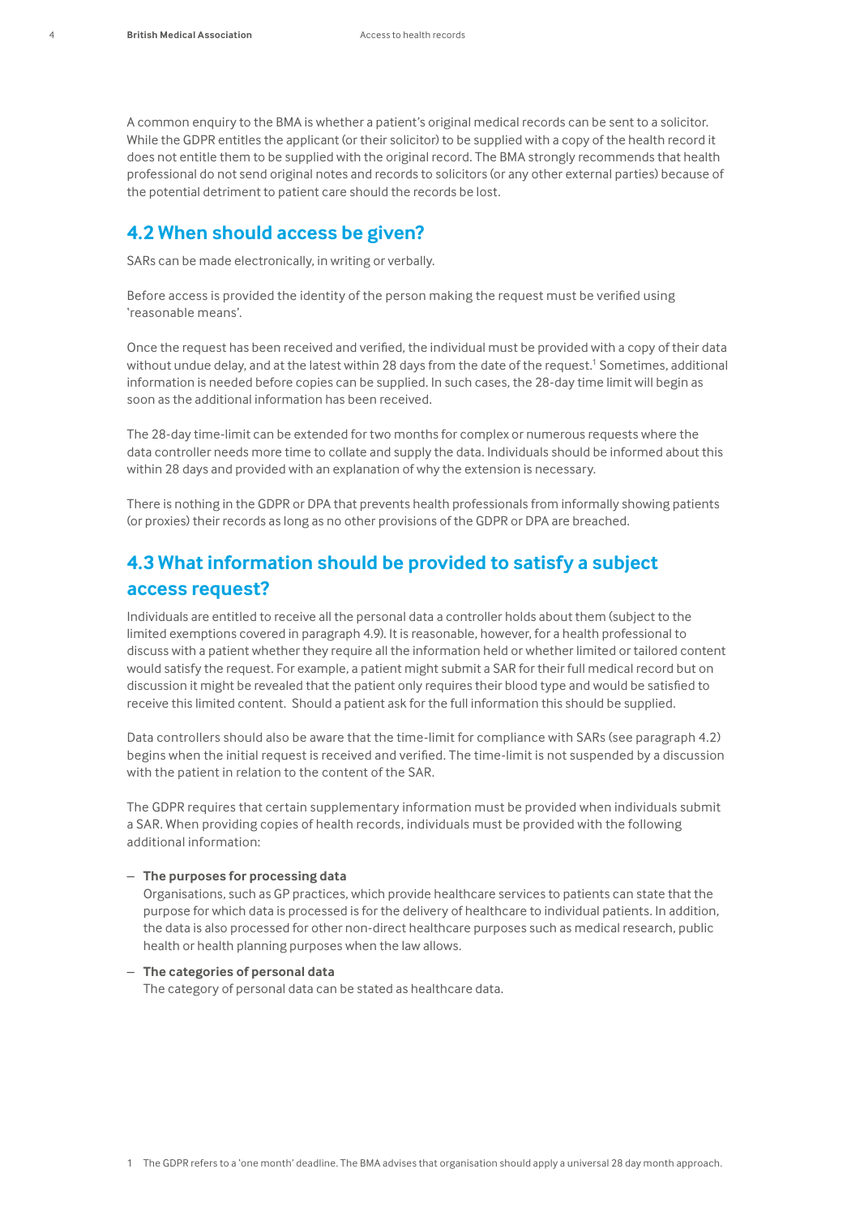A common enquiry to the BMA is whether a patient's original medical records can be sent to a solicitor. While the GDPR entitles the applicant (or their solicitor) to be supplied with a copy of the health record it does not entitle them to be supplied with the original record. The BMA strongly recommends that health professional do not send original notes and records to solicitors (or any other external parties) because of the potential detriment to patient care should the records be lost.

## 4.2 When should access be given?

SARs can be made electronically, in writing or verbally.

Before access is provided the identity of the person making the request must be verified using 'reasonable means'.

Once the request has been received and verified, the individual must be provided with a copy of their data without undue delay, and at the latest within 28 days from the date of the request.[1] Sometimes, additional information is needed before copies can be supplied. In such cases, the 28-day time limit will begin as soon as the additional information has been received.

The 28-day time-limit can be extended for two months for complex or numerous requests where the data controller needs more time to collate and supply the data. Individuals should be informed about this within 28 days and provided with an explanation of why the extension is necessary.

There is nothing in the GDPR or DPA that prevents health professionals from informally showing patients (or proxies) their records as long as no other provisions of the GDPR or DPA are breached.

## 4.3 What information should be provided to satisfy a subject access request?

Individuals are entitled to receive all the personal data a controller holds about them (subject to the limited exemptions covered in paragraph 4.9). It is reasonable, however, for a health professional to discuss with a patient whether they require all the information held or whether limited or tailored content would satisfy the request. For example, a patient might submit a SAR for their full medical record but on discussion it might be revealed that the patient only requires their blood type and would be satisfied to receive this limited content. Should a patient ask for the full information this should be supplied.

Data controllers should also be aware that the time-limit for compliance with SARs (see paragraph 4.2) begins when the initial request is received and verified. The time-limit is not suspended by a discussion with the patient in relation to the content of the SAR.

The GDPR requires that certain supplementary information must be provided when individuals submit a SAR. When providing copies of health records, individuals must be provided with the following additional information:

- **The purposes for processing data**
  Organisations, such as GP practices, which provide healthcare services to patients can state that the purpose for which data is processed is for the delivery of healthcare to individual patients. In addition, the data is also processed for other non-direct healthcare purposes such as medical research, public health or health planning purposes when the law allows.
- **The categories of personal data**
  The category of personal data can be stated as healthcare data.

1 The GDPR refers to a 'one month' deadline. The BMA advises that organisation should apply a universal 28 day month approach.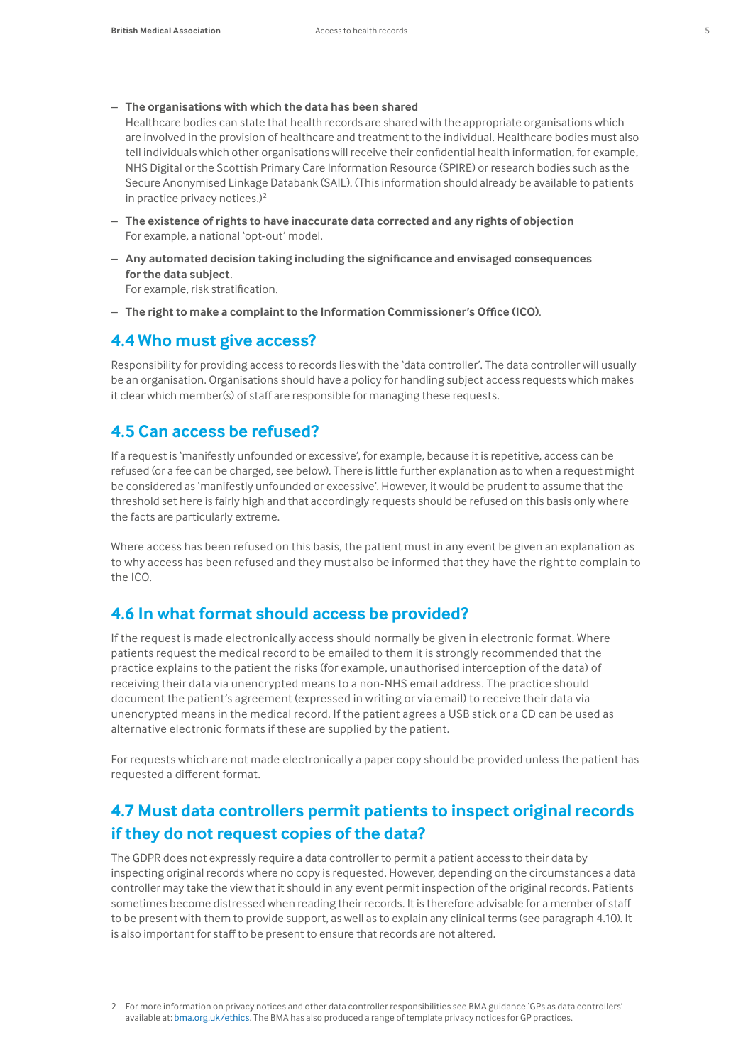- **The organisations with which the data has been shared**
  Healthcare bodies can state that health records are shared with the appropriate organisations which are involved in the provision of healthcare and treatment to the individual. Healthcare bodies must also tell individuals which other organisations will receive their confidential health information, for example, NHS Digital or the Scottish Primary Care Information Resource (SPIRE) or research bodies such as the Secure Anonymised Linkage Databank (SAIL). (This information should already be available to patients in practice privacy notices.)[2]
- **The existence of rights to have inaccurate data corrected and any rights of objection**
  For example, a national 'opt-out' model.
- **Any automated decision taking including the significance and envisaged consequences for the data subject**.
  For example, risk stratification.
- **The right to make a complaint to the Information Commissioner's Office (ICO)**.

## 4.4 Who must give access?

Responsibility for providing access to records lies with the 'data controller'. The data controller will usually be an organisation. Organisations should have a policy for handling subject access requests which makes it clear which member(s) of staff are responsible for managing these requests.

## 4.5 Can access be refused?

If a request is 'manifestly unfounded or excessive', for example, because it is repetitive, access can be refused (or a fee can be charged, see below). There is little further explanation as to when a request might be considered as 'manifestly unfounded or excessive'. However, it would be prudent to assume that the threshold set here is fairly high and that accordingly requests should be refused on this basis only where the facts are particularly extreme.

Where access has been refused on this basis, the patient must in any event be given an explanation as to why access has been refused and they must also be informed that they have the right to complain to the ICO.

## 4.6 In what format should access be provided?

If the request is made electronically access should normally be given in electronic format. Where patients request the medical record to be emailed to them it is strongly recommended that the practice explains to the patient the risks (for example, unauthorised interception of the data) of receiving their data via unencrypted means to a non-NHS email address. The practice should document the patient's agreement (expressed in writing or via email) to receive their data via unencrypted means in the medical record. If the patient agrees a USB stick or a CD can be used as alternative electronic formats if these are supplied by the patient.

For requests which are not made electronically a paper copy should be provided unless the patient has requested a different format.

## 4.7 Must data controllers permit patients to inspect original records if they do not request copies of the data?

The GDPR does not expressly require a data controller to permit a patient access to their data by inspecting original records where no copy is requested. However, depending on the circumstances a data controller may take the view that it should in any event permit inspection of the original records. Patients sometimes become distressed when reading their records. It is therefore advisable for a member of staff to be present with them to provide support, as well as to explain any clinical terms (see paragraph 4.10). It is also important for staff to be present to ensure that records are not altered.

2 For more information on privacy notices and other data controller responsibilities see BMA guidance 'GPs as data controllers' available at: bma.org.uk/ethics. The BMA has also produced a range of template privacy notices for GP practices.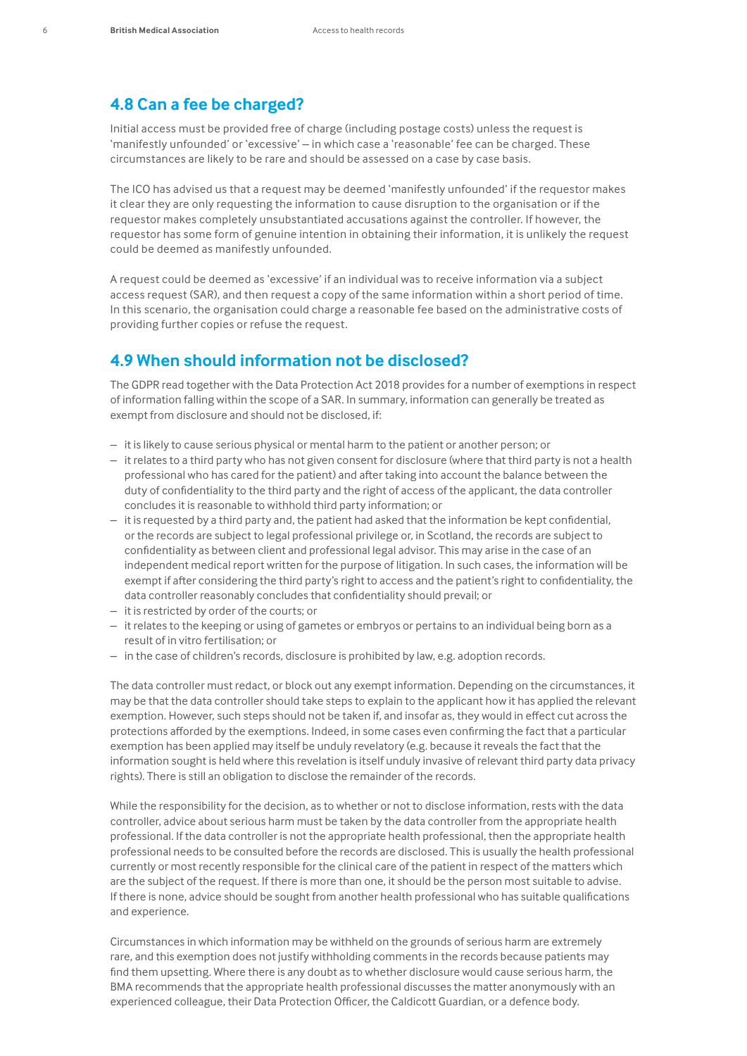## 4.8 Can a fee be charged?

Initial access must be provided free of charge (including postage costs) unless the request is 'manifestly unfounded' or 'excessive' – in which case a 'reasonable' fee can be charged. These circumstances are likely to be rare and should be assessed on a case by case basis.

The ICO has advised us that a request may be deemed 'manifestly unfounded' if the requestor makes it clear they are only requesting the information to cause disruption to the organisation or if the requestor makes completely unsubstantiated accusations against the controller. If however, the requestor has some form of genuine intention in obtaining their information, it is unlikely the request could be deemed as manifestly unfounded.

A request could be deemed as 'excessive' if an individual was to receive information via a subject access request (SAR), and then request a copy of the same information within a short period of time. In this scenario, the organisation could charge a reasonable fee based on the administrative costs of providing further copies or refuse the request.

## 4.9 When should information not be disclosed?

The GDPR read together with the Data Protection Act 2018 provides for a number of exemptions in respect of information falling within the scope of a SAR. In summary, information can generally be treated as exempt from disclosure and should not be disclosed, if:

- it is likely to cause serious physical or mental harm to the patient or another person; or
- it relates to a third party who has not given consent for disclosure (where that third party is not a health professional who has cared for the patient) and after taking into account the balance between the duty of confidentiality to the third party and the right of access of the applicant, the data controller concludes it is reasonable to withhold third party information; or
- it is requested by a third party and, the patient had asked that the information be kept confidential, or the records are subject to legal professional privilege or, in Scotland, the records are subject to confidentiality as between client and professional legal advisor. This may arise in the case of an independent medical report written for the purpose of litigation. In such cases, the information will be exempt if after considering the third party's right to access and the patient's right to confidentiality, the data controller reasonably concludes that confidentiality should prevail; or
- it is restricted by order of the courts; or
- it relates to the keeping or using of gametes or embryos or pertains to an individual being born as a result of in vitro fertilisation; or
- in the case of children's records, disclosure is prohibited by law, e.g. adoption records.

The data controller must redact, or block out any exempt information. Depending on the circumstances, it may be that the data controller should take steps to explain to the applicant how it has applied the relevant exemption. However, such steps should not be taken if, and insofar as, they would in effect cut across the protections afforded by the exemptions. Indeed, in some cases even confirming the fact that a particular exemption has been applied may itself be unduly revelatory (e.g. because it reveals the fact that the information sought is held where this revelation is itself unduly invasive of relevant third party data privacy rights). There is still an obligation to disclose the remainder of the records.

While the responsibility for the decision, as to whether or not to disclose information, rests with the data controller, advice about serious harm must be taken by the data controller from the appropriate health professional. If the data controller is not the appropriate health professional, then the appropriate health professional needs to be consulted before the records are disclosed. This is usually the health professional currently or most recently responsible for the clinical care of the patient in respect of the matters which are the subject of the request. If there is more than one, it should be the person most suitable to advise. If there is none, advice should be sought from another health professional who has suitable qualifications and experience.

Circumstances in which information may be withheld on the grounds of serious harm are extremely rare, and this exemption does not justify withholding comments in the records because patients may find them upsetting. Where there is any doubt as to whether disclosure would cause serious harm, the BMA recommends that the appropriate health professional discusses the matter anonymously with an experienced colleague, their Data Protection Officer, the Caldicott Guardian, or a defence body.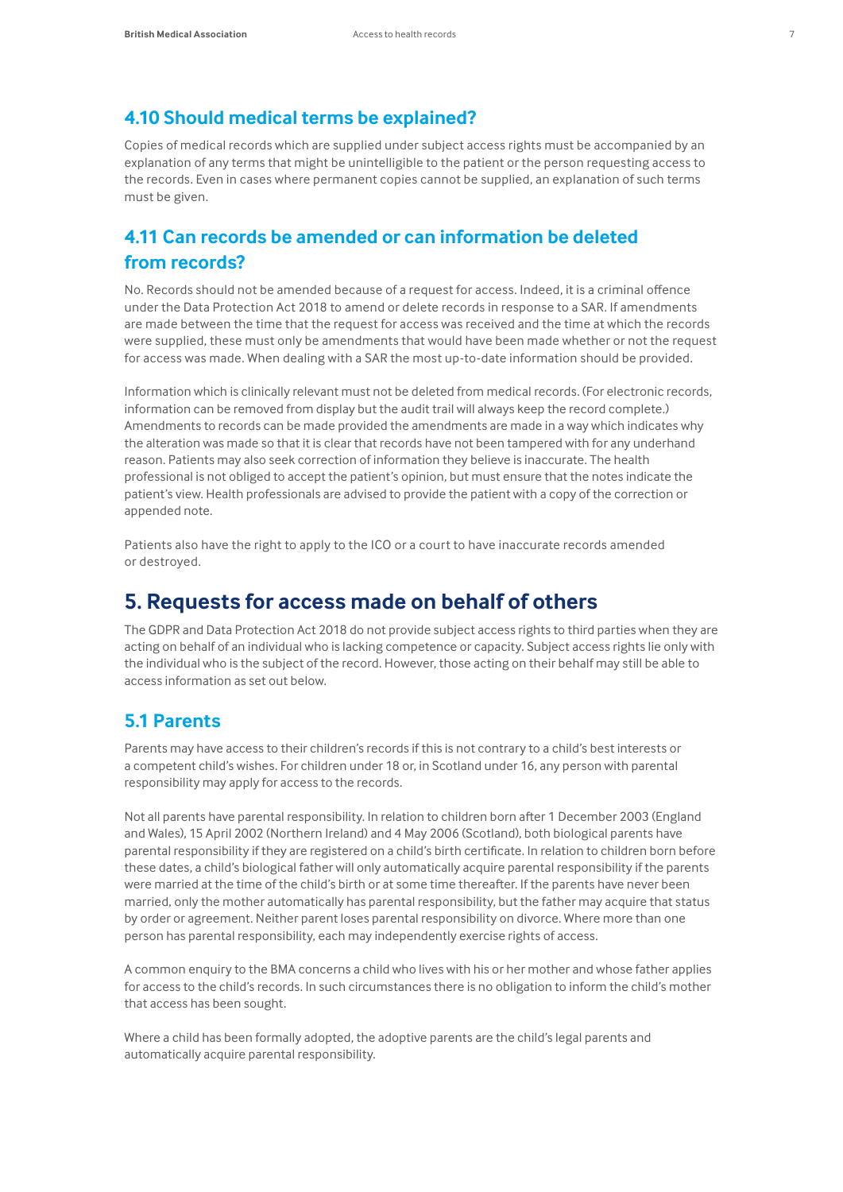### 4.10 Should medical terms be explained?

Copies of medical records which are supplied under subject access rights must be accompanied by an explanation of any terms that might be unintelligible to the patient or the person requesting access to the records. Even in cases where permanent copies cannot be supplied, an explanation of such terms must be given.

### 4.11 Can records be amended or can information be deleted from records?

No. Records should not be amended because of a request for access. Indeed, it is a criminal offence under the Data Protection Act 2018 to amend or delete records in response to a SAR. If amendments are made between the time that the request for access was received and the time at which the records were supplied, these must only be amendments that would have been made whether or not the request for access was made. When dealing with a SAR the most up-to-date information should be provided.

Information which is clinically relevant must not be deleted from medical records. (For electronic records, information can be removed from display but the audit trail will always keep the record complete.) Amendments to records can be made provided the amendments are made in a way which indicates why the alteration was made so that it is clear that records have not been tampered with for any underhand reason. Patients may also seek correction of information they believe is inaccurate. The health professional is not obliged to accept the patient's opinion, but must ensure that the notes indicate the patient's view. Health professionals are advised to provide the patient with a copy of the correction or appended note.

Patients also have the right to apply to the ICO or a court to have inaccurate records amended or destroyed.

## 5. Requests for access made on behalf of others

The GDPR and Data Protection Act 2018 do not provide subject access rights to third parties when they are acting on behalf of an individual who is lacking competence or capacity. Subject access rights lie only with the individual who is the subject of the record. However, those acting on their behalf may still be able to access information as set out below.

### 5.1 Parents

Parents may have access to their children's records if this is not contrary to a child's best interests or a competent child's wishes. For children under 18 or, in Scotland under 16, any person with parental responsibility may apply for access to the records.

Not all parents have parental responsibility. In relation to children born after 1 December 2003 (England and Wales), 15 April 2002 (Northern Ireland) and 4 May 2006 (Scotland), both biological parents have parental responsibility if they are registered on a child's birth certificate. In relation to children born before these dates, a child's biological father will only automatically acquire parental responsibility if the parents were married at the time of the child's birth or at some time thereafter. If the parents have never been married, only the mother automatically has parental responsibility, but the father may acquire that status by order or agreement. Neither parent loses parental responsibility on divorce. Where more than one person has parental responsibility, each may independently exercise rights of access.

A common enquiry to the BMA concerns a child who lives with his or her mother and whose father applies for access to the child's records. In such circumstances there is no obligation to inform the child's mother that access has been sought.

Where a child has been formally adopted, the adoptive parents are the child's legal parents and automatically acquire parental responsibility.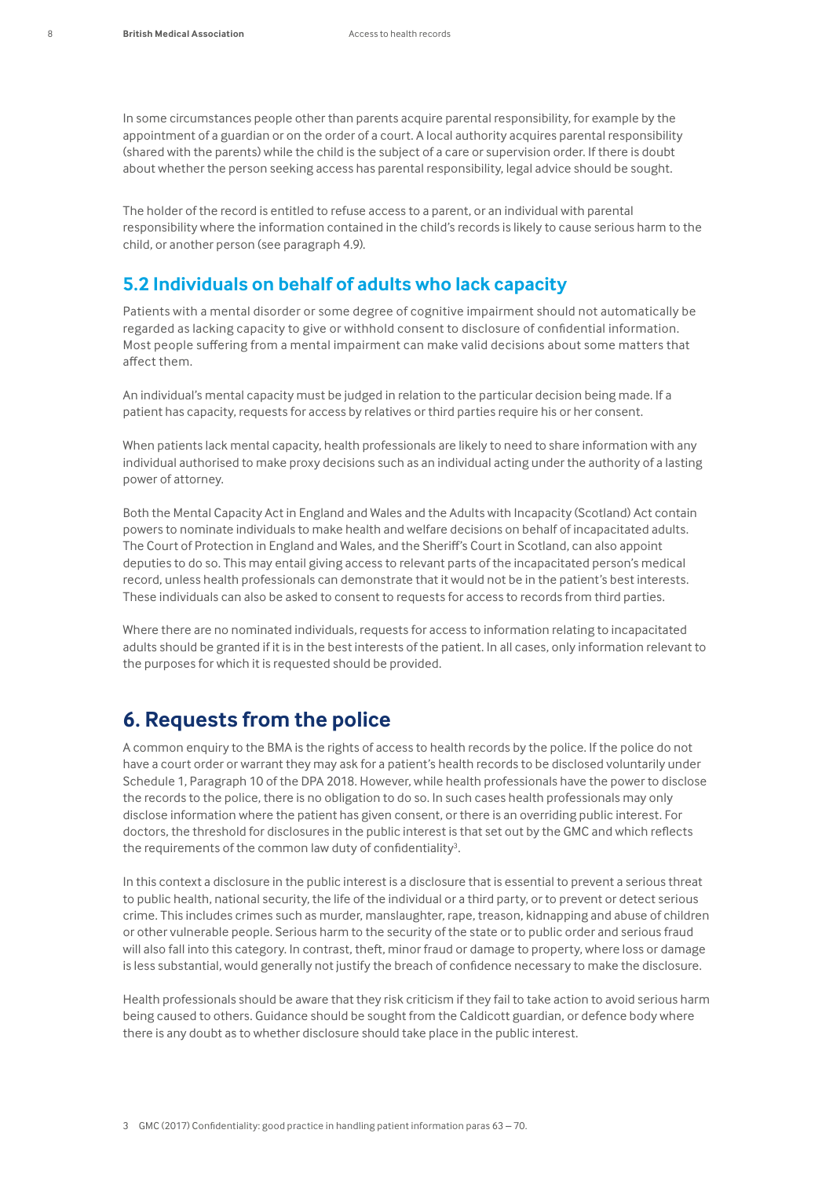In some circumstances people other than parents acquire parental responsibility, for example by the appointment of a guardian or on the order of a court. A local authority acquires parental responsibility (shared with the parents) while the child is the subject of a care or supervision order. If there is doubt about whether the person seeking access has parental responsibility, legal advice should be sought.

The holder of the record is entitled to refuse access to a parent, or an individual with parental responsibility where the information contained in the child's records is likely to cause serious harm to the child, or another person (see paragraph 4.9).

## 5.2 Individuals on behalf of adults who lack capacity

Patients with a mental disorder or some degree of cognitive impairment should not automatically be regarded as lacking capacity to give or withhold consent to disclosure of confidential information. Most people suffering from a mental impairment can make valid decisions about some matters that affect them.

An individual's mental capacity must be judged in relation to the particular decision being made. If a patient has capacity, requests for access by relatives or third parties require his or her consent.

When patients lack mental capacity, health professionals are likely to need to share information with any individual authorised to make proxy decisions such as an individual acting under the authority of a lasting power of attorney.

Both the Mental Capacity Act in England and Wales and the Adults with Incapacity (Scotland) Act contain powers to nominate individuals to make health and welfare decisions on behalf of incapacitated adults. The Court of Protection in England and Wales, and the Sheriff's Court in Scotland, can also appoint deputies to do so. This may entail giving access to relevant parts of the incapacitated person's medical record, unless health professionals can demonstrate that it would not be in the patient's best interests. These individuals can also be asked to consent to requests for access to records from third parties.

Where there are no nominated individuals, requests for access to information relating to incapacitated adults should be granted if it is in the best interests of the patient. In all cases, only information relevant to the purposes for which it is requested should be provided.

# 6. Requests from the police

A common enquiry to the BMA is the rights of access to health records by the police. If the police do not have a court order or warrant they may ask for a patient's health records to be disclosed voluntarily under Schedule 1, Paragraph 10 of the DPA 2018. However, while health professionals have the power to disclose the records to the police, there is no obligation to do so. In such cases health professionals may only disclose information where the patient has given consent, or there is an overriding public interest. For doctors, the threshold for disclosures in the public interest is that set out by the GMC and which reflects the requirements of the common law duty of confidentiality[3].

In this context a disclosure in the public interest is a disclosure that is essential to prevent a serious threat to public health, national security, the life of the individual or a third party, or to prevent or detect serious crime. This includes crimes such as murder, manslaughter, rape, treason, kidnapping and abuse of children or other vulnerable people. Serious harm to the security of the state or to public order and serious fraud will also fall into this category. In contrast, theft, minor fraud or damage to property, where loss or damage is less substantial, would generally not justify the breach of confidence necessary to make the disclosure.

Health professionals should be aware that they risk criticism if they fail to take action to avoid serious harm being caused to others. Guidance should be sought from the Caldicott guardian, or defence body where there is any doubt as to whether disclosure should take place in the public interest.

3 GMC (2017) Confidentiality: good practice in handling patient information paras 63 – 70.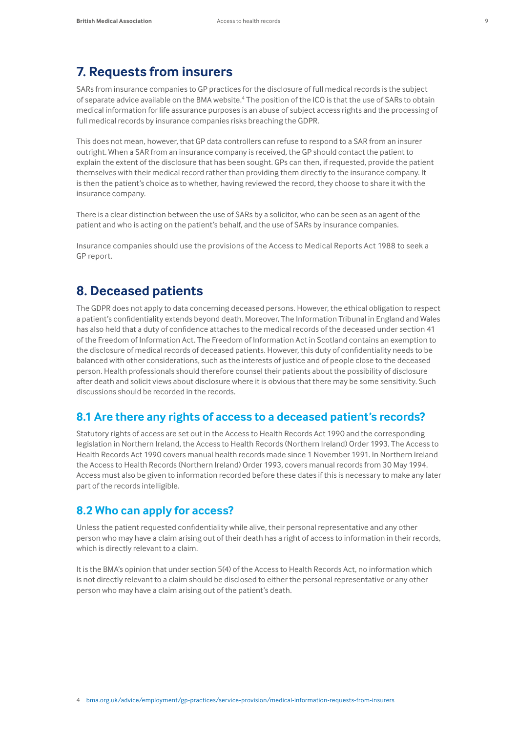## 7. Requests from insurers

SARs from insurance companies to GP practices for the disclosure of full medical records is the subject of separate advice available on the BMA website.[4] The position of the ICO is that the use of SARs to obtain medical information for life assurance purposes is an abuse of subject access rights and the processing of full medical records by insurance companies risks breaching the GDPR.

This does not mean, however, that GP data controllers can refuse to respond to a SAR from an insurer outright. When a SAR from an insurance company is received, the GP should contact the patient to explain the extent of the disclosure that has been sought. GPs can then, if requested, provide the patient themselves with their medical record rather than providing them directly to the insurance company. It is then the patient's choice as to whether, having reviewed the record, they choose to share it with the insurance company.

There is a clear distinction between the use of SARs by a solicitor, who can be seen as an agent of the patient and who is acting on the patient's behalf, and the use of SARs by insurance companies.

Insurance companies should use the provisions of the Access to Medical Reports Act 1988 to seek a GP report.

## 8. Deceased patients

The GDPR does not apply to data concerning deceased persons. However, the ethical obligation to respect a patient's confidentiality extends beyond death. Moreover, The Information Tribunal in England and Wales has also held that a duty of confidence attaches to the medical records of the deceased under section 41 of the Freedom of Information Act. The Freedom of Information Act in Scotland contains an exemption to the disclosure of medical records of deceased patients. However, this duty of confidentiality needs to be balanced with other considerations, such as the interests of justice and of people close to the deceased person. Health professionals should therefore counsel their patients about the possibility of disclosure after death and solicit views about disclosure where it is obvious that there may be some sensitivity. Such discussions should be recorded in the records.

### 8.1 Are there any rights of access to a deceased patient's records?

Statutory rights of access are set out in the Access to Health Records Act 1990 and the corresponding legislation in Northern Ireland, the Access to Health Records (Northern Ireland) Order 1993. The Access to Health Records Act 1990 covers manual health records made since 1 November 1991. In Northern Ireland the Access to Health Records (Northern Ireland) Order 1993, covers manual records from 30 May 1994. Access must also be given to information recorded before these dates if this is necessary to make any later part of the records intelligible.

### 8.2 Who can apply for access?

Unless the patient requested confidentiality while alive, their personal representative and any other person who may have a claim arising out of their death has a right of access to information in their records, which is directly relevant to a claim.

It is the BMA's opinion that under section 5(4) of the Access to Health Records Act, no information which is not directly relevant to a claim should be disclosed to either the personal representative or any other person who may have a claim arising out of the patient's death.

4 bma.org.uk/advice/employment/gp-practices/service-provision/medical-information-requests-from-insurers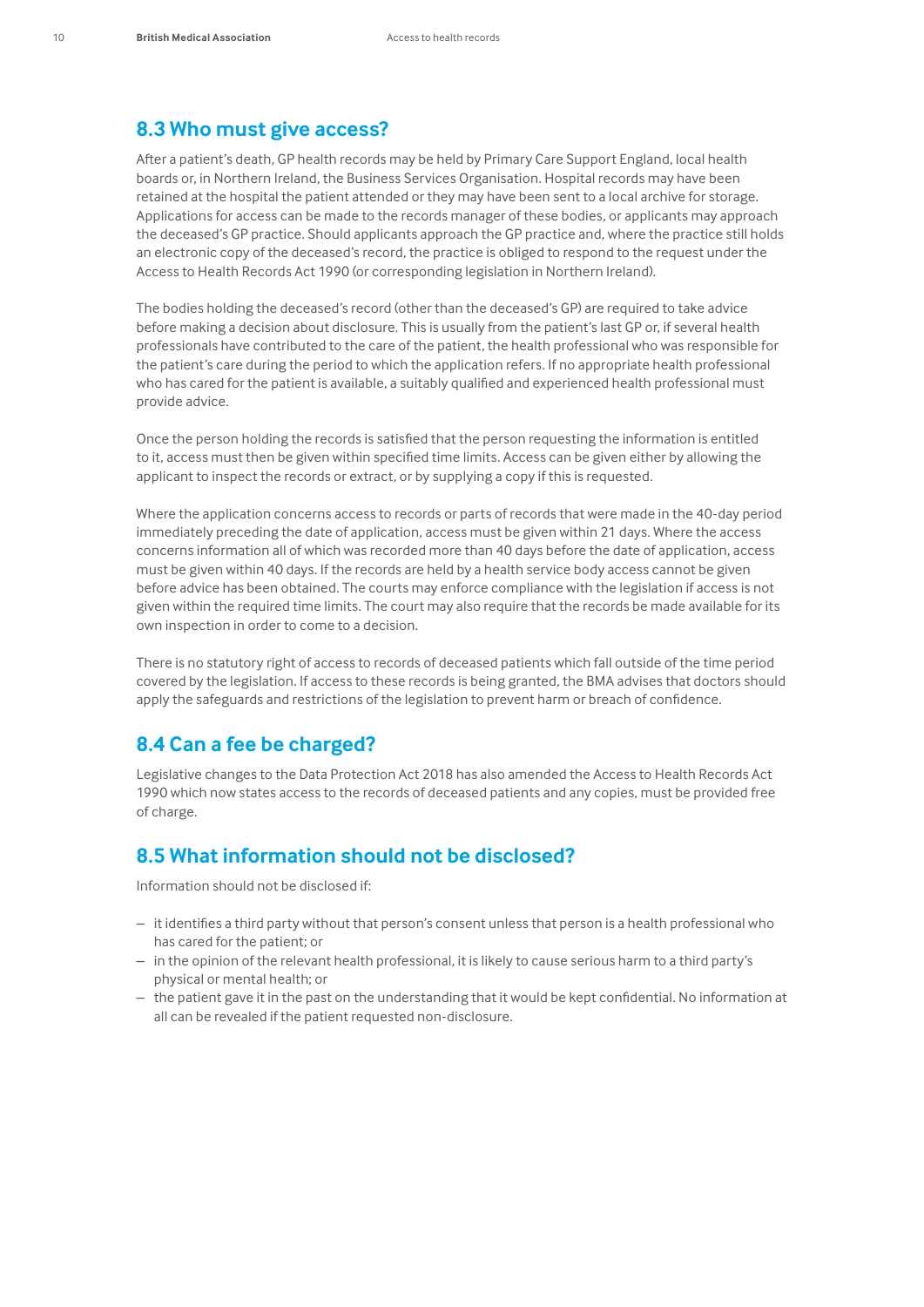## 8.3 Who must give access?

After a patient's death, GP health records may be held by Primary Care Support England, local health boards or, in Northern Ireland, the Business Services Organisation. Hospital records may have been retained at the hospital the patient attended or they may have been sent to a local archive for storage. Applications for access can be made to the records manager of these bodies, or applicants may approach the deceased's GP practice. Should applicants approach the GP practice and, where the practice still holds an electronic copy of the deceased's record, the practice is obliged to respond to the request under the Access to Health Records Act 1990 (or corresponding legislation in Northern Ireland).

The bodies holding the deceased's record (other than the deceased's GP) are required to take advice before making a decision about disclosure. This is usually from the patient's last GP or, if several health professionals have contributed to the care of the patient, the health professional who was responsible for the patient's care during the period to which the application refers. If no appropriate health professional who has cared for the patient is available, a suitably qualified and experienced health professional must provide advice.

Once the person holding the records is satisfied that the person requesting the information is entitled to it, access must then be given within specified time limits. Access can be given either by allowing the applicant to inspect the records or extract, or by supplying a copy if this is requested.

Where the application concerns access to records or parts of records that were made in the 40-day period immediately preceding the date of application, access must be given within 21 days. Where the access concerns information all of which was recorded more than 40 days before the date of application, access must be given within 40 days. If the records are held by a health service body access cannot be given before advice has been obtained. The courts may enforce compliance with the legislation if access is not given within the required time limits. The court may also require that the records be made available for its own inspection in order to come to a decision.

There is no statutory right of access to records of deceased patients which fall outside of the time period covered by the legislation. If access to these records is being granted, the BMA advises that doctors should apply the safeguards and restrictions of the legislation to prevent harm or breach of confidence.

## 8.4 Can a fee be charged?

Legislative changes to the Data Protection Act 2018 has also amended the Access to Health Records Act 1990 which now states access to the records of deceased patients and any copies, must be provided free of charge.

## 8.5 What information should not be disclosed?

Information should not be disclosed if:

- it identifies a third party without that person's consent unless that person is a health professional who has cared for the patient; or
- in the opinion of the relevant health professional, it is likely to cause serious harm to a third party's physical or mental health; or
- the patient gave it in the past on the understanding that it would be kept confidential. No information at all can be revealed if the patient requested non-disclosure.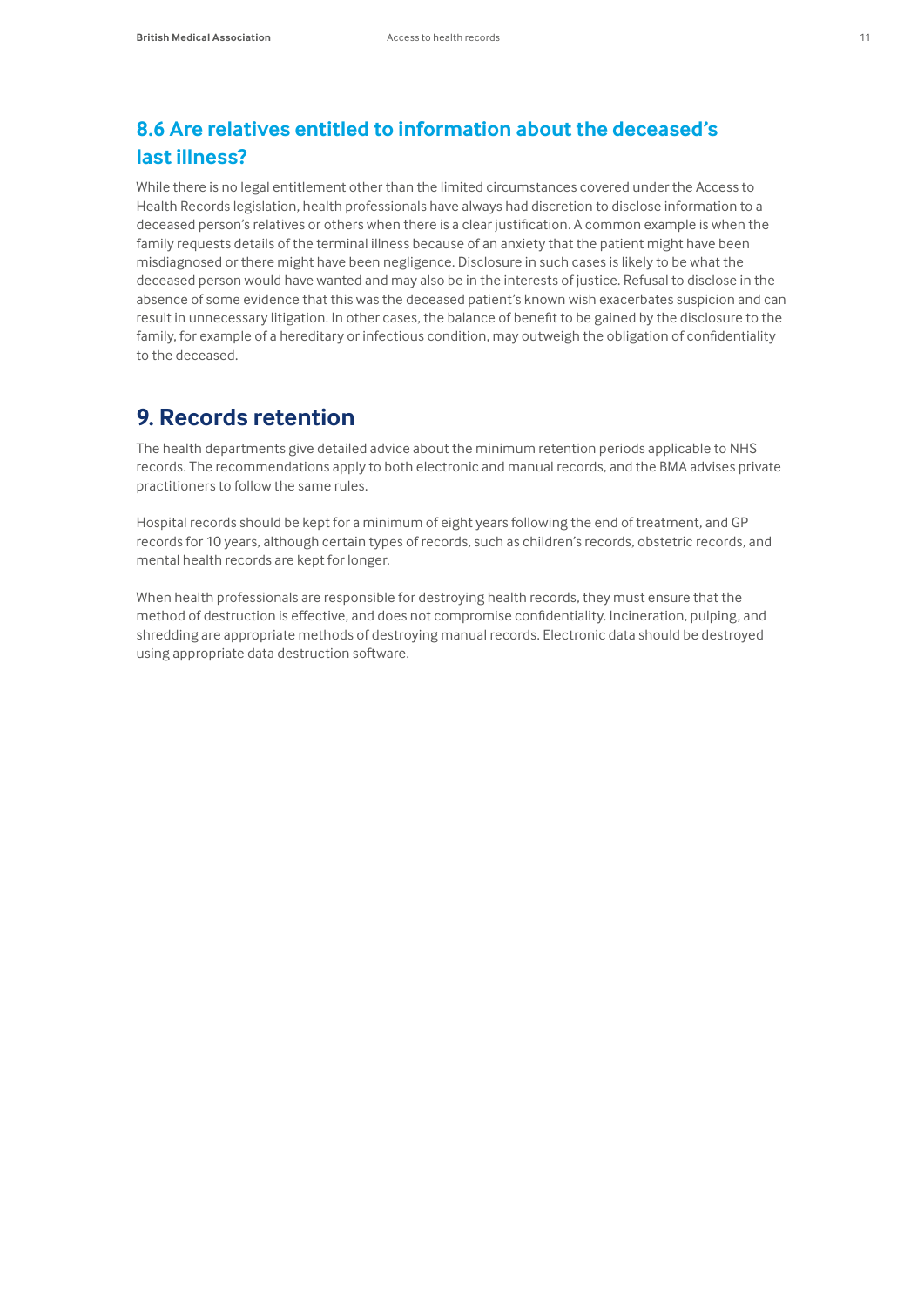### 8.6 Are relatives entitled to information about the deceased's last illness?

While there is no legal entitlement other than the limited circumstances covered under the Access to Health Records legislation, health professionals have always had discretion to disclose information to a deceased person's relatives or others when there is a clear justification. A common example is when the family requests details of the terminal illness because of an anxiety that the patient might have been misdiagnosed or there might have been negligence. Disclosure in such cases is likely to be what the deceased person would have wanted and may also be in the interests of justice. Refusal to disclose in the absence of some evidence that this was the deceased patient's known wish exacerbates suspicion and can result in unnecessary litigation. In other cases, the balance of benefit to be gained by the disclosure to the family, for example of a hereditary or infectious condition, may outweigh the obligation of confidentiality to the deceased.

## 9. Records retention

The health departments give detailed advice about the minimum retention periods applicable to NHS records. The recommendations apply to both electronic and manual records, and the BMA advises private practitioners to follow the same rules.

Hospital records should be kept for a minimum of eight years following the end of treatment, and GP records for 10 years, although certain types of records, such as children's records, obstetric records, and mental health records are kept for longer.

When health professionals are responsible for destroying health records, they must ensure that the method of destruction is effective, and does not compromise confidentiality. Incineration, pulping, and shredding are appropriate methods of destroying manual records. Electronic data should be destroyed using appropriate data destruction software.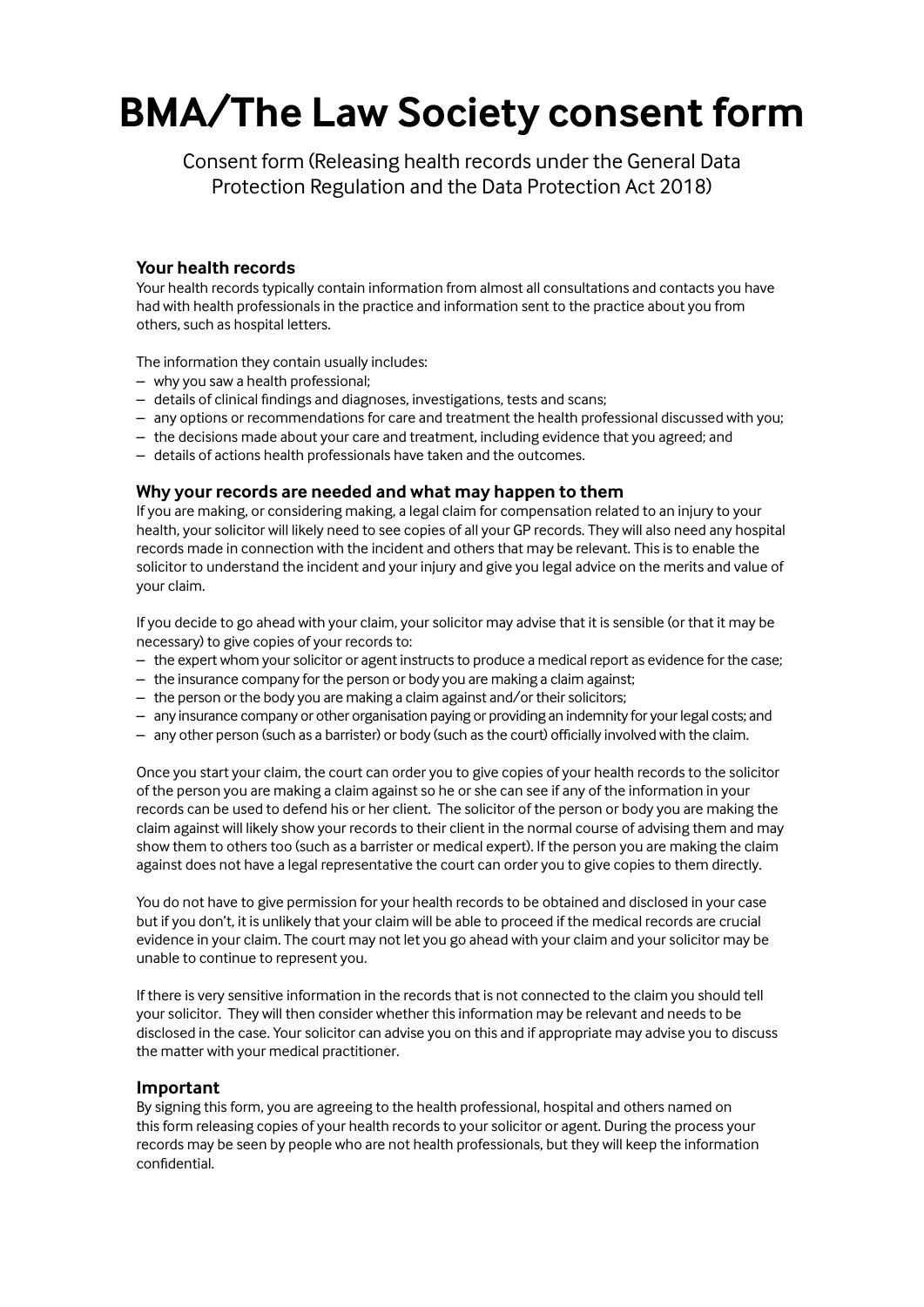# BMA/The Law Society consent form

Consent form (Releasing health records under the General Data Protection Regulation and the Data Protection Act 2018)

### Your health records

Your health records typically contain information from almost all consultations and contacts you have had with health professionals in the practice and information sent to the practice about you from others, such as hospital letters.

The information they contain usually includes:

- why you saw a health professional;
- details of clinical findings and diagnoses, investigations, tests and scans;
- any options or recommendations for care and treatment the health professional discussed with you;
- the decisions made about your care and treatment, including evidence that you agreed; and
- details of actions health professionals have taken and the outcomes.

### Why your records are needed and what may happen to them

If you are making, or considering making, a legal claim for compensation related to an injury to your health, your solicitor will likely need to see copies of all your GP records. They will also need any hospital records made in connection with the incident and others that may be relevant. This is to enable the solicitor to understand the incident and your injury and give you legal advice on the merits and value of your claim.

If you decide to go ahead with your claim, your solicitor may advise that it is sensible (or that it may be necessary) to give copies of your records to:

- the expert whom your solicitor or agent instructs to produce a medical report as evidence for the case;
- the insurance company for the person or body you are making a claim against;
- the person or the body you are making a claim against and/or their solicitors;
- any insurance company or other organisation paying or providing an indemnity for your legal costs; and
- any other person (such as a barrister) or body (such as the court) officially involved with the claim.

Once you start your claim, the court can order you to give copies of your health records to the solicitor of the person you are making a claim against so he or she can see if any of the information in your records can be used to defend his or her client. The solicitor of the person or body you are making the claim against will likely show your records to their client in the normal course of advising them and may show them to others too (such as a barrister or medical expert). If the person you are making the claim against does not have a legal representative the court can order you to give copies to them directly.

You do not have to give permission for your health records to be obtained and disclosed in your case but if you don't, it is unlikely that your claim will be able to proceed if the medical records are crucial evidence in your claim. The court may not let you go ahead with your claim and your solicitor may be unable to continue to represent you.

If there is very sensitive information in the records that is not connected to the claim you should tell your solicitor. They will then consider whether this information may be relevant and needs to be disclosed in the case. Your solicitor can advise you on this and if appropriate may advise you to discuss the matter with your medical practitioner.

### Important

By signing this form, you are agreeing to the health professional, hospital and others named on this form releasing copies of your health records to your solicitor or agent. During the process your records may be seen by people who are not health professionals, but they will keep the information confidential.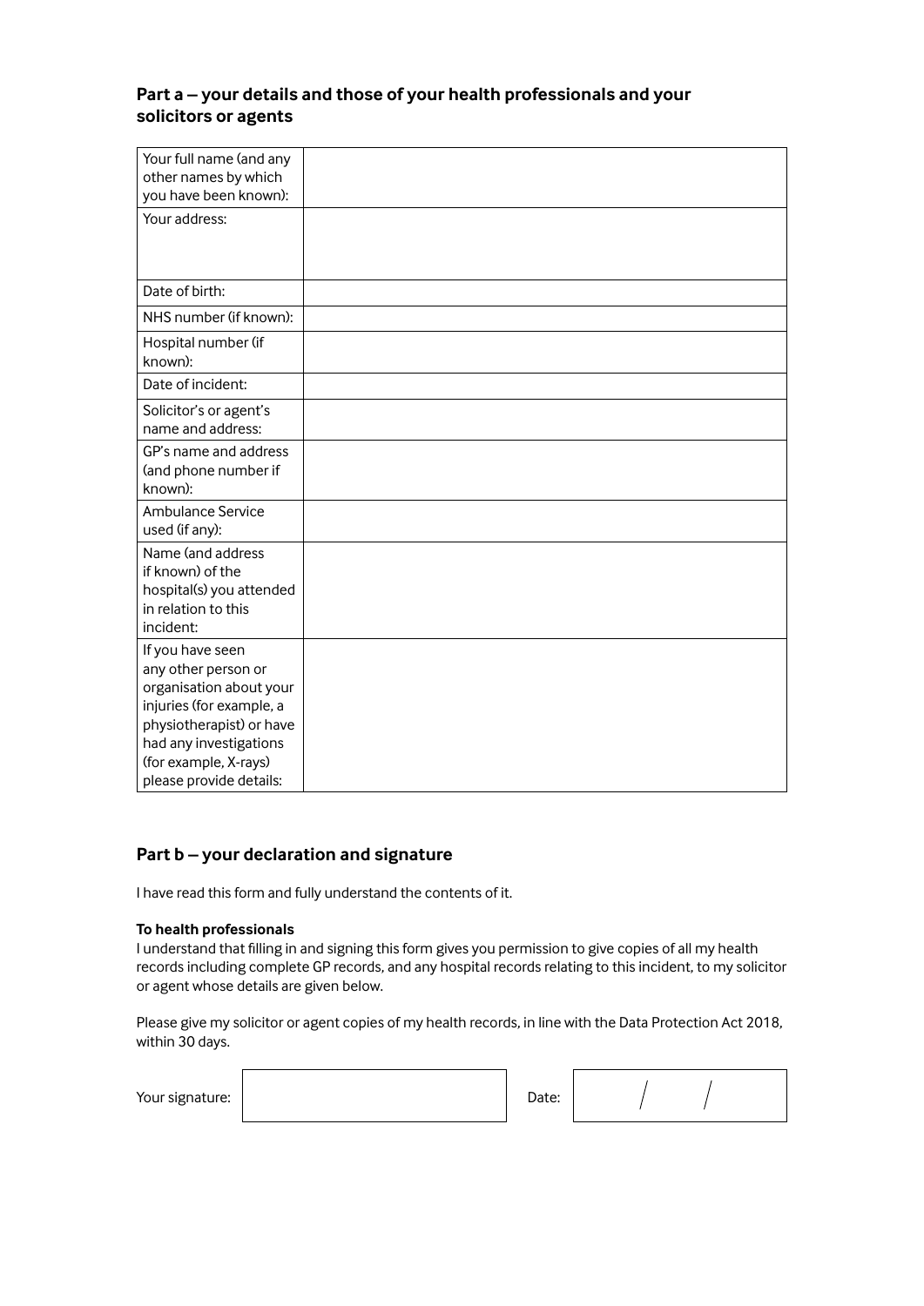## Part a – your details and those of your health professionals and your solicitors or agents

| Field | Details |
|---|---|
| Your full name (and any other names by which you have been known): | |
| Your address: | |
| Date of birth: | |
| NHS number (if known): | |
| Hospital number (if known): | |
| Date of incident: | |
| Solicitor's or agent's name and address: | |
| GP's name and address (and phone number if known): | |
| Ambulance Service used (if any): | |
| Name (and address if known) of the hospital(s) you attended in relation to this incident: | |
| If you have seen any other person or organisation about your injuries (for example, a physiotherapist) or have had any investigations (for example, X-rays) please provide details: | |

## Part b – your declaration and signature

I have read this form and fully understand the contents of it.

**To health professionals**

I understand that filling in and signing this form gives you permission to give copies of all my health records including complete GP records, and any hospital records relating to this incident, to my solicitor or agent whose details are given below.

Please give my solicitor or agent copies of my health records, in line with the Data Protection Act 2018, within 30 days.

Your signature: ____________________ Date: ___ / ___ / ___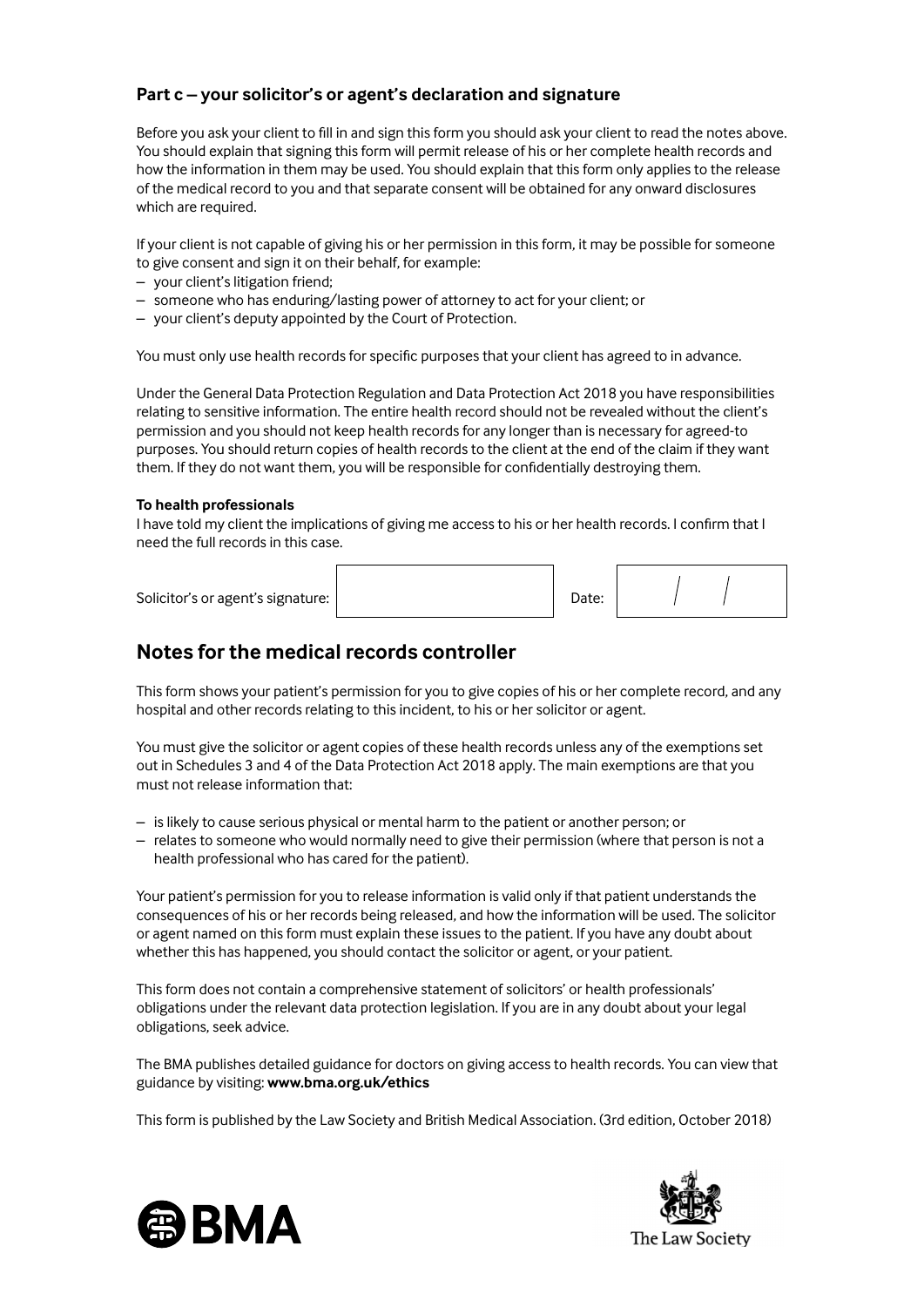### Part c – your solicitor's or agent's declaration and signature

Before you ask your client to fill in and sign this form you should ask your client to read the notes above. You should explain that signing this form will permit release of his or her complete health records and how the information in them may be used. You should explain that this form only applies to the release of the medical record to you and that separate consent will be obtained for any onward disclosures which are required.

If your client is not capable of giving his or her permission in this form, it may be possible for someone to give consent and sign it on their behalf, for example:

– your client's litigation friend;
– someone who has enduring/lasting power of attorney to act for your client; or
– your client's deputy appointed by the Court of Protection.

You must only use health records for specific purposes that your client has agreed to in advance.

Under the General Data Protection Regulation and Data Protection Act 2018 you have responsibilities relating to sensitive information. The entire health record should not be revealed without the client's permission and you should not keep health records for any longer than is necessary for agreed-to purposes. You should return copies of health records to the client at the end of the claim if they want them. If they do not want them, you will be responsible for confidentially destroying them.

**To health professionals**

I have told my client the implications of giving me access to his or her health records. I confirm that I need the full records in this case.

Solicitor's or agent's signature: ____________ Date: ___ / ___ / ___

## Notes for the medical records controller

This form shows your patient's permission for you to give copies of his or her complete record, and any hospital and other records relating to this incident, to his or her solicitor or agent.

You must give the solicitor or agent copies of these health records unless any of the exemptions set out in Schedules 3 and 4 of the Data Protection Act 2018 apply. The main exemptions are that you must not release information that:

– is likely to cause serious physical or mental harm to the patient or another person; or
– relates to someone who would normally need to give their permission (where that person is not a health professional who has cared for the patient).

Your patient's permission for you to release information is valid only if that patient understands the consequences of his or her records being released, and how the information will be used. The solicitor or agent named on this form must explain these issues to the patient. If you have any doubt about whether this has happened, you should contact the solicitor or agent, or your patient.

This form does not contain a comprehensive statement of solicitors' or health professionals' obligations under the relevant data protection legislation. If you are in any doubt about your legal obligations, seek advice.

The BMA publishes detailed guidance for doctors on giving access to health records. You can view that guidance by visiting: **www.bma.org.uk/ethics**

This form is published by the Law Society and British Medical Association. (3rd edition, October 2018)

BMA

The Law Society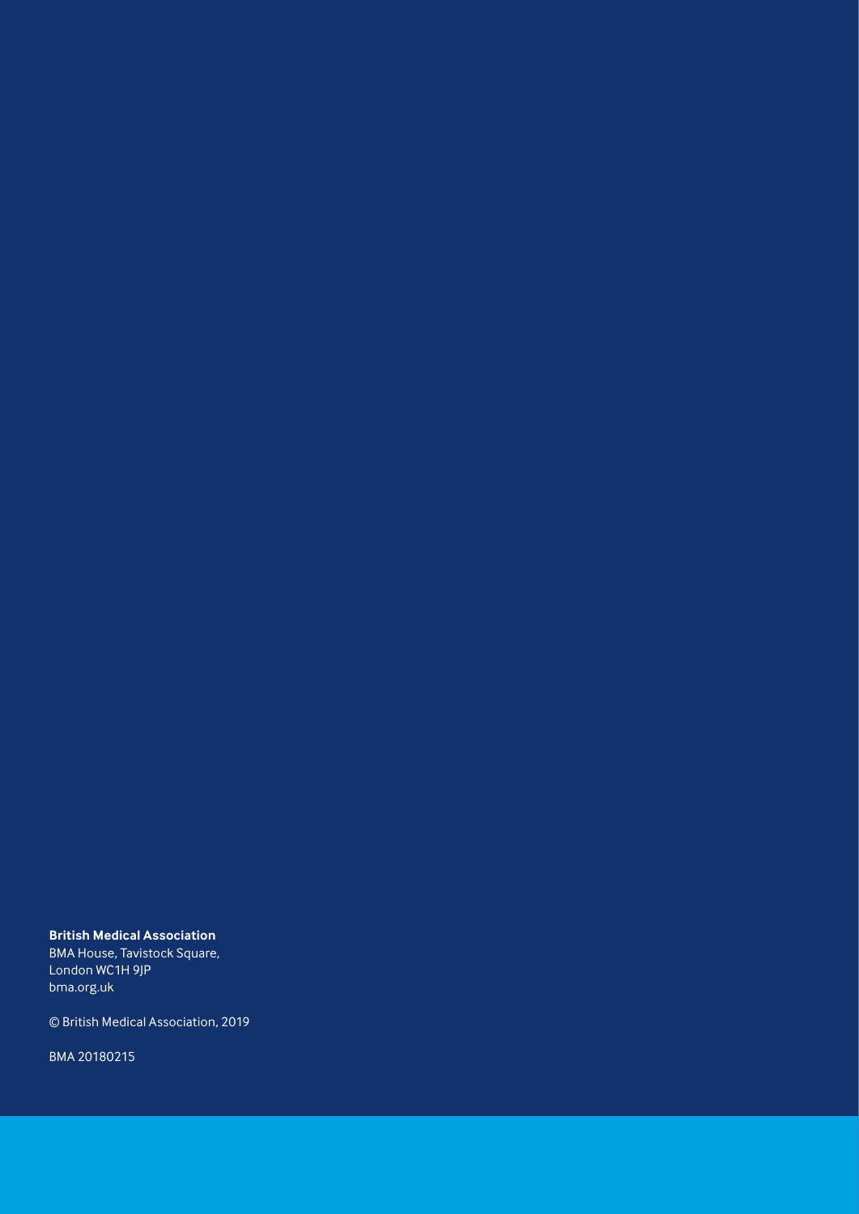**British Medical Association**
BMA House, Tavistock Square,
London WC1H 9JP
bma.org.uk

© British Medical Association, 2019

BMA 20180215